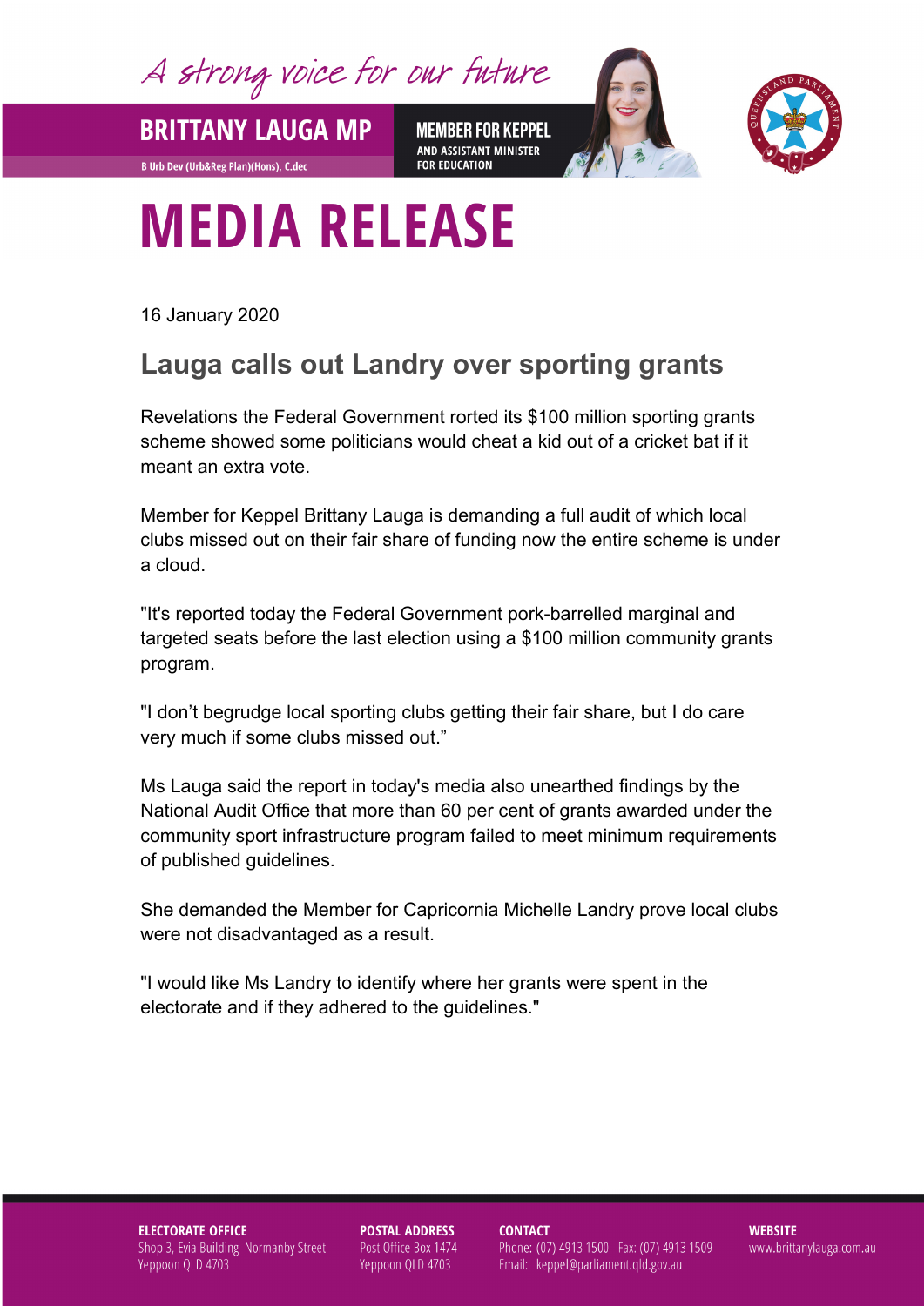A strong voice for our future

**BRITTANY LAUGA MP**

B Urb Dev (Urb&Reg Plan)(Hons), C.dec

**MEMBER FOR KEPPEL**
AND ASSISTANT MINISTER FOR EDUCATION

# MEDIA RELEASE

16 January 2020

## Lauga calls out Landry over sporting grants

Revelations the Federal Government rorted its $100 million sporting grants scheme showed some politicians would cheat a kid out of a cricket bat if it meant an extra vote.

Member for Keppel Brittany Lauga is demanding a full audit of which local clubs missed out on their fair share of funding now the entire scheme is under a cloud.

"It's reported today the Federal Government pork-barrelled marginal and targeted seats before the last election using a $100 million community grants program.

"I don't begrudge local sporting clubs getting their fair share, but I do care very much if some clubs missed out."

Ms Lauga said the report in today's media also unearthed findings by the National Audit Office that more than 60 per cent of grants awarded under the community sport infrastructure program failed to meet minimum requirements of published guidelines.

She demanded the Member for Capricornia Michelle Landry prove local clubs were not disadvantaged as a result.

"I would like Ms Landry to identify where her grants were spent in the electorate and if they adhered to the guidelines."

**ELECTORATE OFFICE**
Shop 3, Evia Building Normanby Street
Yeppoon QLD 4703

**POSTAL ADDRESS**
Post Office Box 1474
Yeppoon QLD 4703

**CONTACT**
Phone: (07) 4913 1500 Fax: (07) 4913 1509
Email: keppel@parliament.qld.gov.au

**WEBSITE**
www.brittanylauga.com.au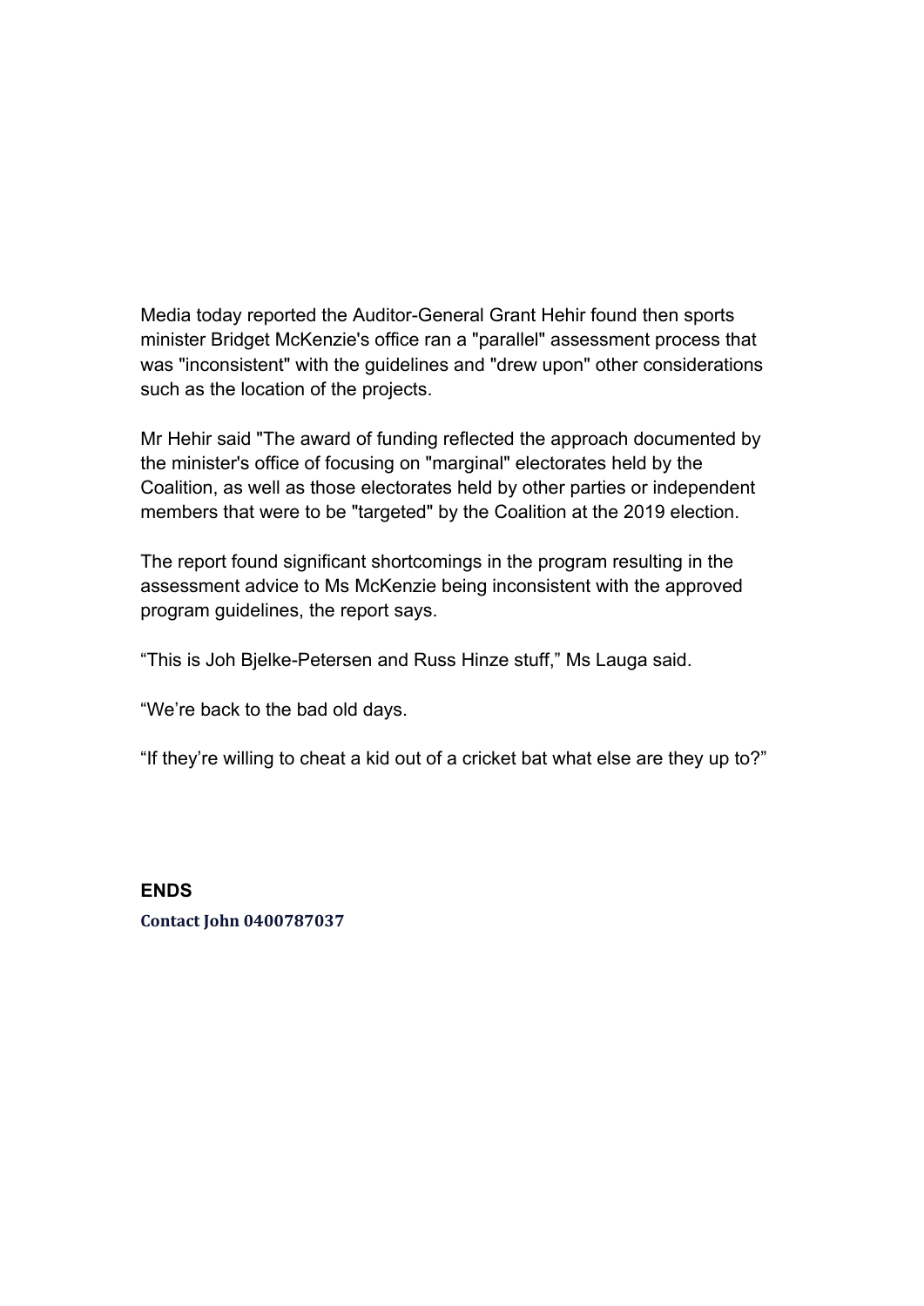Media today reported the Auditor-General Grant Hehir found then sports minister Bridget McKenzie's office ran a "parallel" assessment process that was "inconsistent" with the guidelines and "drew upon" other considerations such as the location of the projects.

Mr Hehir said "The award of funding reflected the approach documented by the minister's office of focusing on "marginal" electorates held by the Coalition, as well as those electorates held by other parties or independent members that were to be "targeted" by the Coalition at the 2019 election.

The report found significant shortcomings in the program resulting in the assessment advice to Ms McKenzie being inconsistent with the approved program guidelines, the report says.

“This is Joh Bjelke-Petersen and Russ Hinze stuff,” Ms Lauga said.

“We’re back to the bad old days.

“If they’re willing to cheat a kid out of a cricket bat what else are they up to?”

**ENDS**

**Contact John 0400787037**